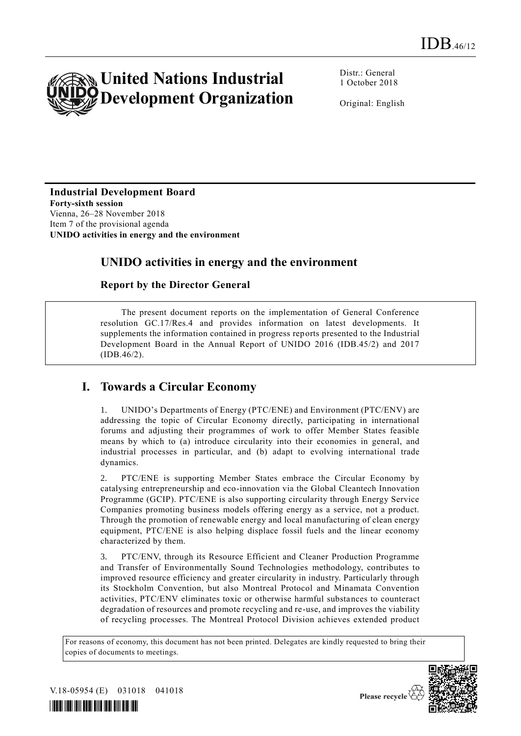# IDB.46/12

# United Nations Industrial Development Organization

Distr.: General
1 October 2018

Original: English

**Industrial Development Board**
**Forty-sixth session**
Vienna, 26–28 November 2018
Item 7 of the provisional agenda
**UNIDO activities in energy and the environment**

## UNIDO activities in energy and the environment

### Report by the Director General

> The present document reports on the implementation of General Conference resolution GC.17/Res.4 and provides information on latest developments. It supplements the information contained in progress reports presented to the Industrial Development Board in the Annual Report of UNIDO 2016 (IDB.45/2) and 2017 (IDB.46/2).

## I. Towards a Circular Economy

1. UNIDO's Departments of Energy (PTC/ENE) and Environment (PTC/ENV) are addressing the topic of Circular Economy directly, participating in international forums and adjusting their programmes of work to offer Member States feasible means by which to (a) introduce circularity into their economies in general, and industrial processes in particular, and (b) adapt to evolving international trade dynamics.

2. PTC/ENE is supporting Member States embrace the Circular Economy by catalysing entrepreneurship and eco-innovation via the Global Cleantech Innovation Programme (GCIP). PTC/ENE is also supporting circularity through Energy Service Companies promoting business models offering energy as a service, not a product. Through the promotion of renewable energy and local manufacturing of clean energy equipment, PTC/ENE is also helping displace fossil fuels and the linear economy characterized by them.

3. PTC/ENV, through its Resource Efficient and Cleaner Production Programme and Transfer of Environmentally Sound Technologies methodology, contributes to improved resource efficiency and greater circularity in industry. Particularly through its Stockholm Convention, but also Montreal Protocol and Minamata Convention activities, PTC/ENV eliminates toxic or otherwise harmful substances to counteract degradation of resources and promote recycling and re-use, and improves the viability of recycling processes. The Montreal Protocol Division achieves extended product

For reasons of economy, this document has not been printed. Delegates are kindly requested to bring their copies of documents to meetings.

V.18-05954 (E) 031018 041018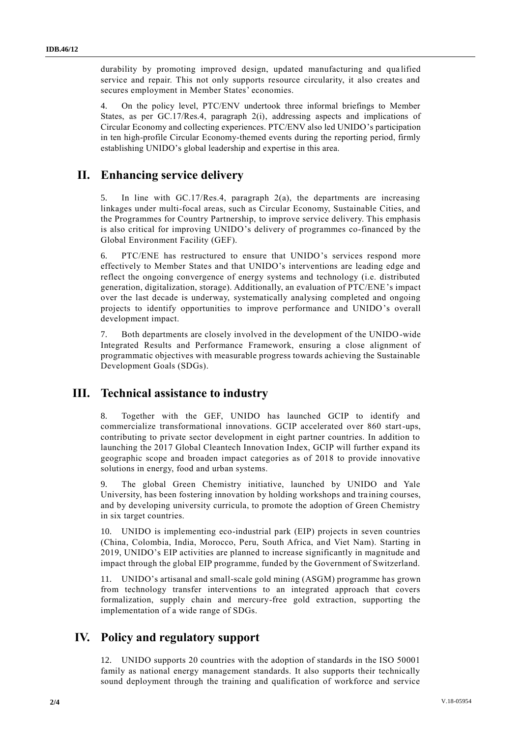durability by promoting improved design, updated manufacturing and qualified service and repair. This not only supports resource circularity, it also creates and secures employment in Member States' economies.

4. On the policy level, PTC/ENV undertook three informal briefings to Member States, as per GC.17/Res.4, paragraph 2(i), addressing aspects and implications of Circular Economy and collecting experiences. PTC/ENV also led UNIDO's participation in ten high-profile Circular Economy-themed events during the reporting period, firmly establishing UNIDO's global leadership and expertise in this area.

## II. Enhancing service delivery

5. In line with GC.17/Res.4, paragraph 2(a), the departments are increasing linkages under multi-focal areas, such as Circular Economy, Sustainable Cities, and the Programmes for Country Partnership, to improve service delivery. This emphasis is also critical for improving UNIDO's delivery of programmes co-financed by the Global Environment Facility (GEF).

6. PTC/ENE has restructured to ensure that UNIDO's services respond more effectively to Member States and that UNIDO's interventions are leading edge and reflect the ongoing convergence of energy systems and technology (i.e. distributed generation, digitalization, storage). Additionally, an evaluation of PTC/ENE's impact over the last decade is underway, systematically analysing completed and ongoing projects to identify opportunities to improve performance and UNIDO's overall development impact.

7. Both departments are closely involved in the development of the UNIDO-wide Integrated Results and Performance Framework, ensuring a close alignment of programmatic objectives with measurable progress towards achieving the Sustainable Development Goals (SDGs).

## III. Technical assistance to industry

8. Together with the GEF, UNIDO has launched GCIP to identify and commercialize transformational innovations. GCIP accelerated over 860 start-ups, contributing to private sector development in eight partner countries. In addition to launching the 2017 Global Cleantech Innovation Index, GCIP will further expand its geographic scope and broaden impact categories as of 2018 to provide innovative solutions in energy, food and urban systems.

9. The global Green Chemistry initiative, launched by UNIDO and Yale University, has been fostering innovation by holding workshops and training courses, and by developing university curricula, to promote the adoption of Green Chemistry in six target countries.

10. UNIDO is implementing eco-industrial park (EIP) projects in seven countries (China, Colombia, India, Morocco, Peru, South Africa, and Viet Nam). Starting in 2019, UNIDO's EIP activities are planned to increase significantly in magnitude and impact through the global EIP programme, funded by the Government of Switzerland.

11. UNIDO's artisanal and small-scale gold mining (ASGM) programme has grown from technology transfer interventions to an integrated approach that covers formalization, supply chain and mercury-free gold extraction, supporting the implementation of a wide range of SDGs.

## IV. Policy and regulatory support

12. UNIDO supports 20 countries with the adoption of standards in the ISO 50001 family as national energy management standards. It also supports their technically sound deployment through the training and qualification of workforce and service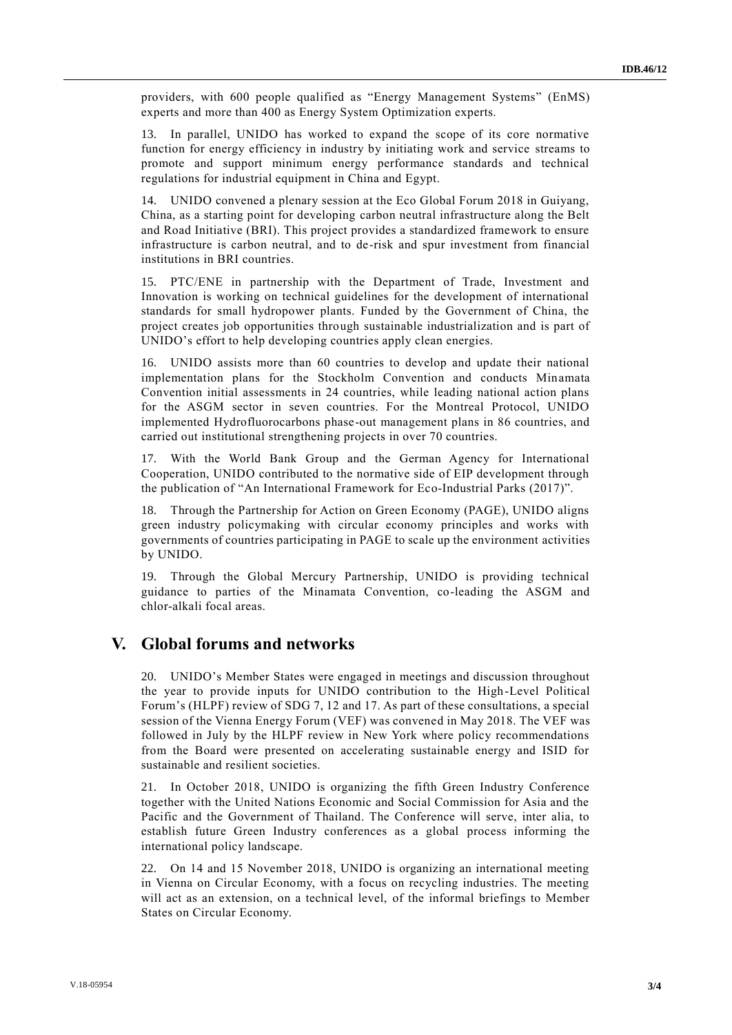providers, with 600 people qualified as "Energy Management Systems" (EnMS) experts and more than 400 as Energy System Optimization experts.

13. In parallel, UNIDO has worked to expand the scope of its core normative function for energy efficiency in industry by initiating work and service streams to promote and support minimum energy performance standards and technical regulations for industrial equipment in China and Egypt.

14. UNIDO convened a plenary session at the Eco Global Forum 2018 in Guiyang, China, as a starting point for developing carbon neutral infrastructure along the Belt and Road Initiative (BRI). This project provides a standardized framework to ensure infrastructure is carbon neutral, and to de-risk and spur investment from financial institutions in BRI countries.

15. PTC/ENE in partnership with the Department of Trade, Investment and Innovation is working on technical guidelines for the development of international standards for small hydropower plants. Funded by the Government of China, the project creates job opportunities through sustainable industrialization and is part of UNIDO's effort to help developing countries apply clean energies.

16. UNIDO assists more than 60 countries to develop and update their national implementation plans for the Stockholm Convention and conducts Minamata Convention initial assessments in 24 countries, while leading national action plans for the ASGM sector in seven countries. For the Montreal Protocol, UNIDO implemented Hydrofluorocarbons phase-out management plans in 86 countries, and carried out institutional strengthening projects in over 70 countries.

17. With the World Bank Group and the German Agency for International Cooperation, UNIDO contributed to the normative side of EIP development through the publication of "An International Framework for Eco-Industrial Parks (2017)".

18. Through the Partnership for Action on Green Economy (PAGE), UNIDO aligns green industry policymaking with circular economy principles and works with governments of countries participating in PAGE to scale up the environment activities by UNIDO.

19. Through the Global Mercury Partnership, UNIDO is providing technical guidance to parties of the Minamata Convention, co-leading the ASGM and chlor-alkali focal areas.

## V. Global forums and networks

20. UNIDO's Member States were engaged in meetings and discussion throughout the year to provide inputs for UNIDO contribution to the High-Level Political Forum's (HLPF) review of SDG 7, 12 and 17. As part of these consultations, a special session of the Vienna Energy Forum (VEF) was convened in May 2018. The VEF was followed in July by the HLPF review in New York where policy recommendations from the Board were presented on accelerating sustainable energy and ISID for sustainable and resilient societies.

21. In October 2018, UNIDO is organizing the fifth Green Industry Conference together with the United Nations Economic and Social Commission for Asia and the Pacific and the Government of Thailand. The Conference will serve, inter alia, to establish future Green Industry conferences as a global process informing the international policy landscape.

22. On 14 and 15 November 2018, UNIDO is organizing an international meeting in Vienna on Circular Economy, with a focus on recycling industries. The meeting will act as an extension, on a technical level, of the informal briefings to Member States on Circular Economy.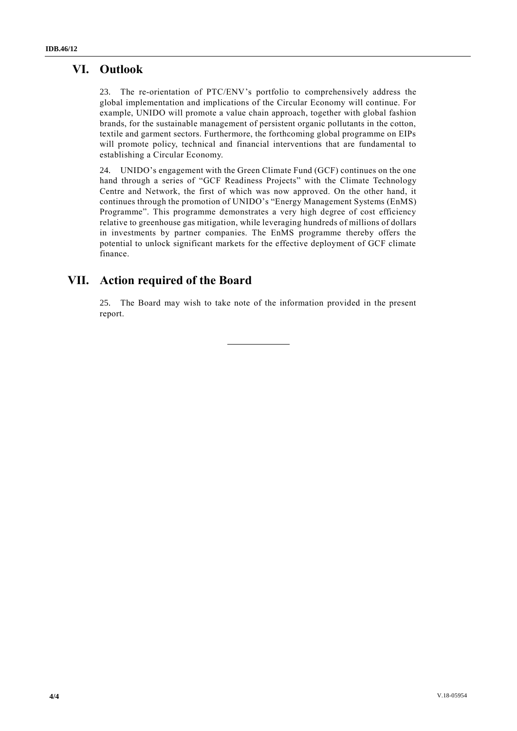# VI. Outlook

23. The re-orientation of PTC/ENV's portfolio to comprehensively address the global implementation and implications of the Circular Economy will continue. For example, UNIDO will promote a value chain approach, together with global fashion brands, for the sustainable management of persistent organic pollutants in the cotton, textile and garment sectors. Furthermore, the forthcoming global programme on EIPs will promote policy, technical and financial interventions that are fundamental to establishing a Circular Economy.

24. UNIDO's engagement with the Green Climate Fund (GCF) continues on the one hand through a series of "GCF Readiness Projects" with the Climate Technology Centre and Network, the first of which was now approved. On the other hand, it continues through the promotion of UNIDO's "Energy Management Systems (EnMS) Programme". This programme demonstrates a very high degree of cost efficiency relative to greenhouse gas mitigation, while leveraging hundreds of millions of dollars in investments by partner companies. The EnMS programme thereby offers the potential to unlock significant markets for the effective deployment of GCF climate finance.

# VII. Action required of the Board

25. The Board may wish to take note of the information provided in the present report.